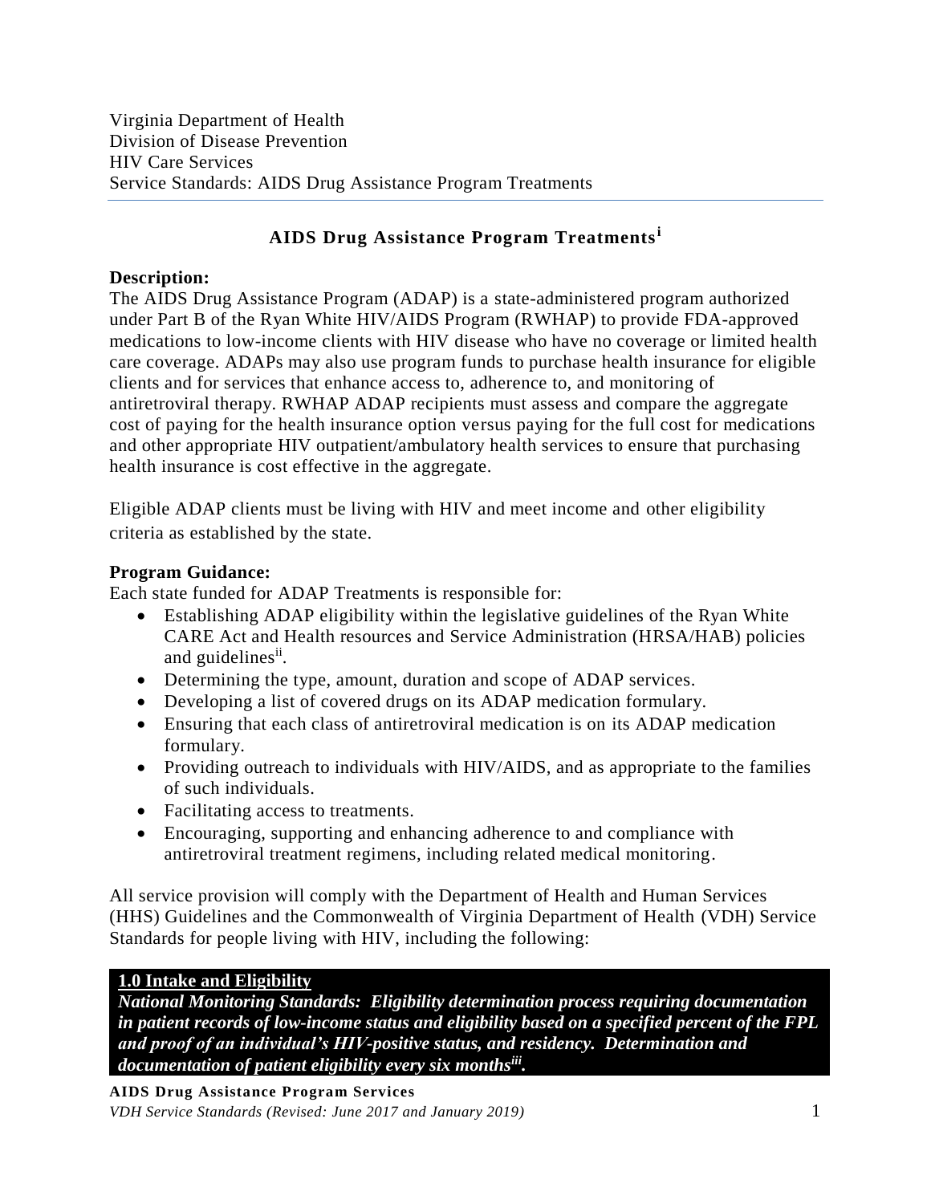Virginia Department of Health
Division of Disease Prevention
HIV Care Services
Service Standards: AIDS Drug Assistance Program Treatments

# AIDS Drug Assistance Program Treatments[i]

**Description:**
The AIDS Drug Assistance Program (ADAP) is a state-administered program authorized under Part B of the Ryan White HIV/AIDS Program (RWHAP) to provide FDA-approved medications to low-income clients with HIV disease who have no coverage or limited health care coverage. ADAPs may also use program funds to purchase health insurance for eligible clients and for services that enhance access to, adherence to, and monitoring of antiretroviral therapy. RWHAP ADAP recipients must assess and compare the aggregate cost of paying for the health insurance option versus paying for the full cost for medications and other appropriate HIV outpatient/ambulatory health services to ensure that purchasing health insurance is cost effective in the aggregate.

Eligible ADAP clients must be living with HIV and meet income and other eligibility criteria as established by the state.

**Program Guidance:**
Each state funded for ADAP Treatments is responsible for:

- Establishing ADAP eligibility within the legislative guidelines of the Ryan White CARE Act and Health resources and Service Administration (HRSA/HAB) policies and guidelines[ii].
- Determining the type, amount, duration and scope of ADAP services.
- Developing a list of covered drugs on its ADAP medication formulary.
- Ensuring that each class of antiretroviral medication is on its ADAP medication formulary.
- Providing outreach to individuals with HIV/AIDS, and as appropriate to the families of such individuals.
- Facilitating access to treatments.
- Encouraging, supporting and enhancing adherence to and compliance with antiretroviral treatment regimens, including related medical monitoring.

All service provision will comply with the Department of Health and Human Services (HHS) Guidelines and the Commonwealth of Virginia Department of Health (VDH) Service Standards for people living with HIV, including the following:

**1.0 Intake and Eligibility**

***National Monitoring Standards: Eligibility determination process requiring documentation in patient records of low-income status and eligibility based on a specified percent of the FPL and proof of an individual's HIV-positive status, and residency. Determination and documentation of patient eligibility every six months[iii].***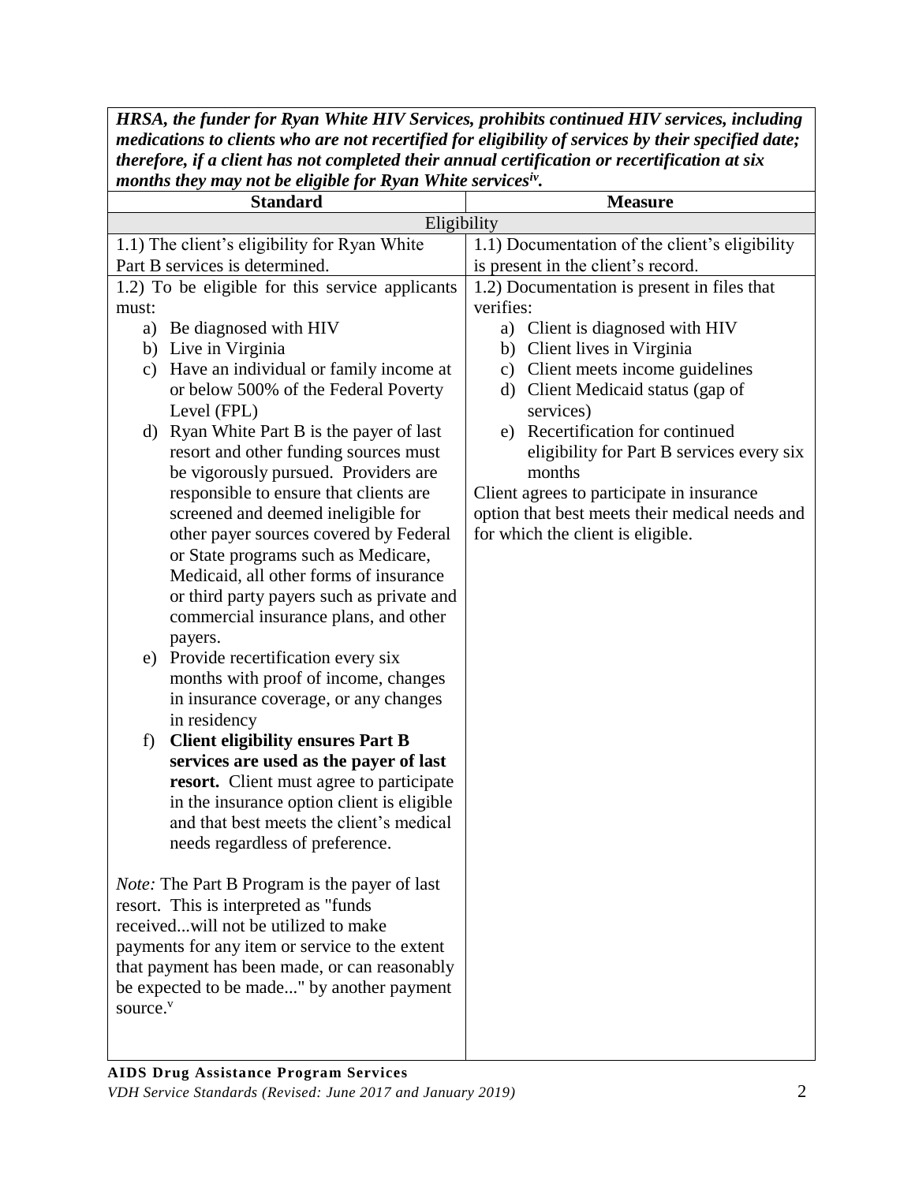***HRSA, the funder for Ryan White HIV Services, prohibits continued HIV services, including medications to clients who are not recertified for eligibility of services by their specified date; therefore, if a client has not completed their annual certification or recertification at six months they may not be eligible for Ryan White services[iv].***

| Standard | Measure |
|---|---|
| Eligibility | |
| 1.1) The client's eligibility for Ryan White Part B services is determined. | 1.1) Documentation of the client's eligibility is present in the client's record. |
| 1.2) To be eligible for this service applicants must:<br>a) Be diagnosed with HIV<br>b) Live in Virginia<br>c) Have an individual or family income at or below 500% of the Federal Poverty Level (FPL)<br>d) Ryan White Part B is the payer of last resort and other funding sources must be vigorously pursued. Providers are responsible to ensure that clients are screened and deemed ineligible for other payer sources covered by Federal or State programs such as Medicare, Medicaid, all other forms of insurance or third party payers such as private and commercial insurance plans, and other payers.<br>e) Provide recertification every six months with proof of income, changes in insurance coverage, or any changes in residency<br>f) **Client eligibility ensures Part B services are used as the payer of last resort.** Client must agree to participate in the insurance option client is eligible and that best meets the client's medical needs regardless of preference.<br><br>*Note:* The Part B Program is the payer of last resort. This is interpreted as "funds received...will not be utilized to make payments for any item or service to the extent that payment has been made, or can reasonably be expected to be made..." by another payment source.[v] | 1.2) Documentation is present in files that verifies:<br>a) Client is diagnosed with HIV<br>b) Client lives in Virginia<br>c) Client meets income guidelines<br>d) Client Medicaid status (gap of services)<br>e) Recertification for continued eligibility for Part B services every six months<br>Client agrees to participate in insurance option that best meets their medical needs and for which the client is eligible. |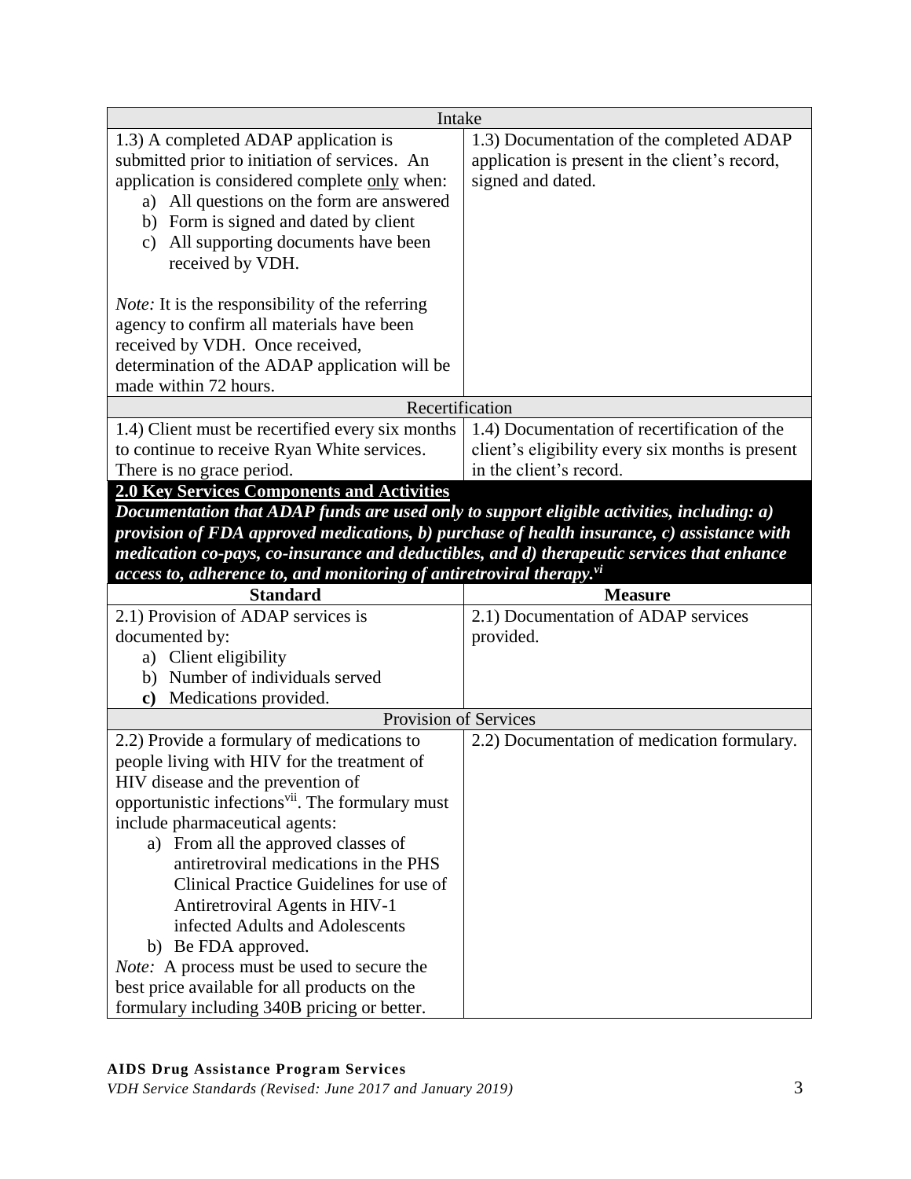| Intake | |
|---|---|
| 1.3) A completed ADAP application is submitted prior to initiation of services. An application is considered complete only when:<br>a) All questions on the form are answered<br>b) Form is signed and dated by client<br>c) All supporting documents have been received by VDH.<br><br>*Note:* It is the responsibility of the referring agency to confirm all materials have been received by VDH. Once received, determination of the ADAP application will be made within 72 hours. | 1.3) Documentation of the completed ADAP application is present in the client's record, signed and dated. |
| **Recertification** | |
| 1.4) Client must be recertified every six months to continue to receive Ryan White services. There is no grace period. | 1.4) Documentation of recertification of the client's eligibility every six months is present in the client's record. |

## 2.0 Key Services Components and Activities

***Documentation that ADAP funds are used only to support eligible activities, including: a) provision of FDA approved medications, b) purchase of health insurance, c) assistance with medication co-pays, co-insurance and deductibles, and d) therapeutic services that enhance access to, adherence to, and monitoring of antiretroviral therapy.[vi]***

| Standard | Measure |
|---|---|
| 2.1) Provision of ADAP services is documented by:<br>a) Client eligibility<br>b) Number of individuals served<br>c) Medications provided. | 2.1) Documentation of ADAP services provided. |
| **Provision of Services** | |
| 2.2) Provide a formulary of medications to people living with HIV for the treatment of HIV disease and the prevention of opportunistic infections[vii]. The formulary must include pharmaceutical agents:<br>a) From all the approved classes of antiretroviral medications in the PHS Clinical Practice Guidelines for use of Antiretroviral Agents in HIV-1 infected Adults and Adolescents<br>b) Be FDA approved.<br>*Note:* A process must be used to secure the best price available for all products on the formulary including 340B pricing or better. | 2.2) Documentation of medication formulary. |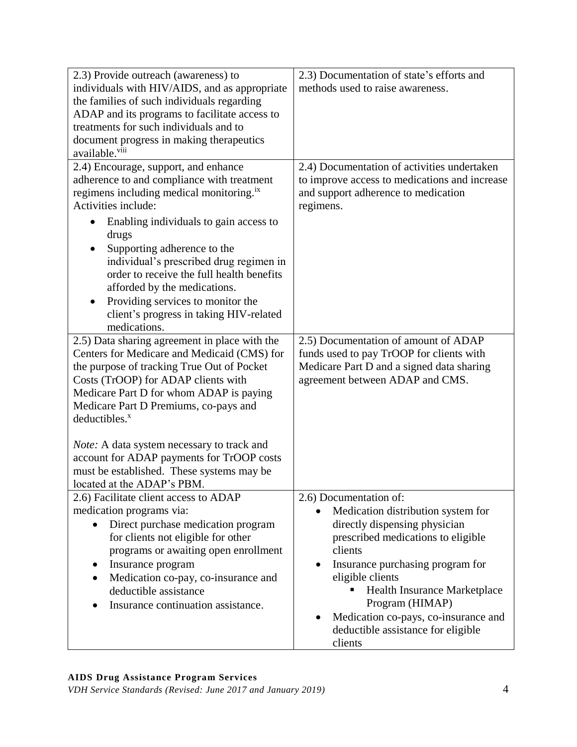| | |
|---|---|
| 2.3) Provide outreach (awareness) to individuals with HIV/AIDS, and as appropriate the families of such individuals regarding ADAP and its programs to facilitate access to treatments for such individuals and to document progress in making therapeutics available.[viii] | 2.3) Documentation of state's efforts and methods used to raise awareness. |
| 2.4) Encourage, support, and enhance adherence to and compliance with treatment regimens including medical monitoring.[ix] Activities include:<br>• Enabling individuals to gain access to drugs<br>• Supporting adherence to the individual's prescribed drug regimen in order to receive the full health benefits afforded by the medications.<br>• Providing services to monitor the client's progress in taking HIV-related medications. | 2.4) Documentation of activities undertaken to improve access to medications and increase and support adherence to medication regimens. |
| 2.5) Data sharing agreement in place with the Centers for Medicare and Medicaid (CMS) for the purpose of tracking True Out of Pocket Costs (TrOOP) for ADAP clients with Medicare Part D for whom ADAP is paying Medicare Part D Premiums, co-pays and deductibles.[x]<br><br>*Note:* A data system necessary to track and account for ADAP payments for TrOOP costs must be established. These systems may be located at the ADAP's PBM. | 2.5) Documentation of amount of ADAP funds used to pay TrOOP for clients with Medicare Part D and a signed data sharing agreement between ADAP and CMS. |
| 2.6) Facilitate client access to ADAP medication programs via:<br>• Direct purchase medication program for clients not eligible for other programs or awaiting open enrollment<br>• Insurance program<br>• Medication co-pay, co-insurance and deductible assistance<br>• Insurance continuation assistance. | 2.6) Documentation of:<br>• Medication distribution system for directly dispensing physician prescribed medications to eligible clients<br>• Insurance purchasing program for eligible clients<br>&nbsp;&nbsp;&nbsp;&nbsp;▪ Health Insurance Marketplace Program (HIMAP)<br>• Medication co-pays, co-insurance and deductible assistance for eligible clients |

**AIDS Drug Assistance Program Services**
*VDH Service Standards (Revised: June 2017 and January 2019)*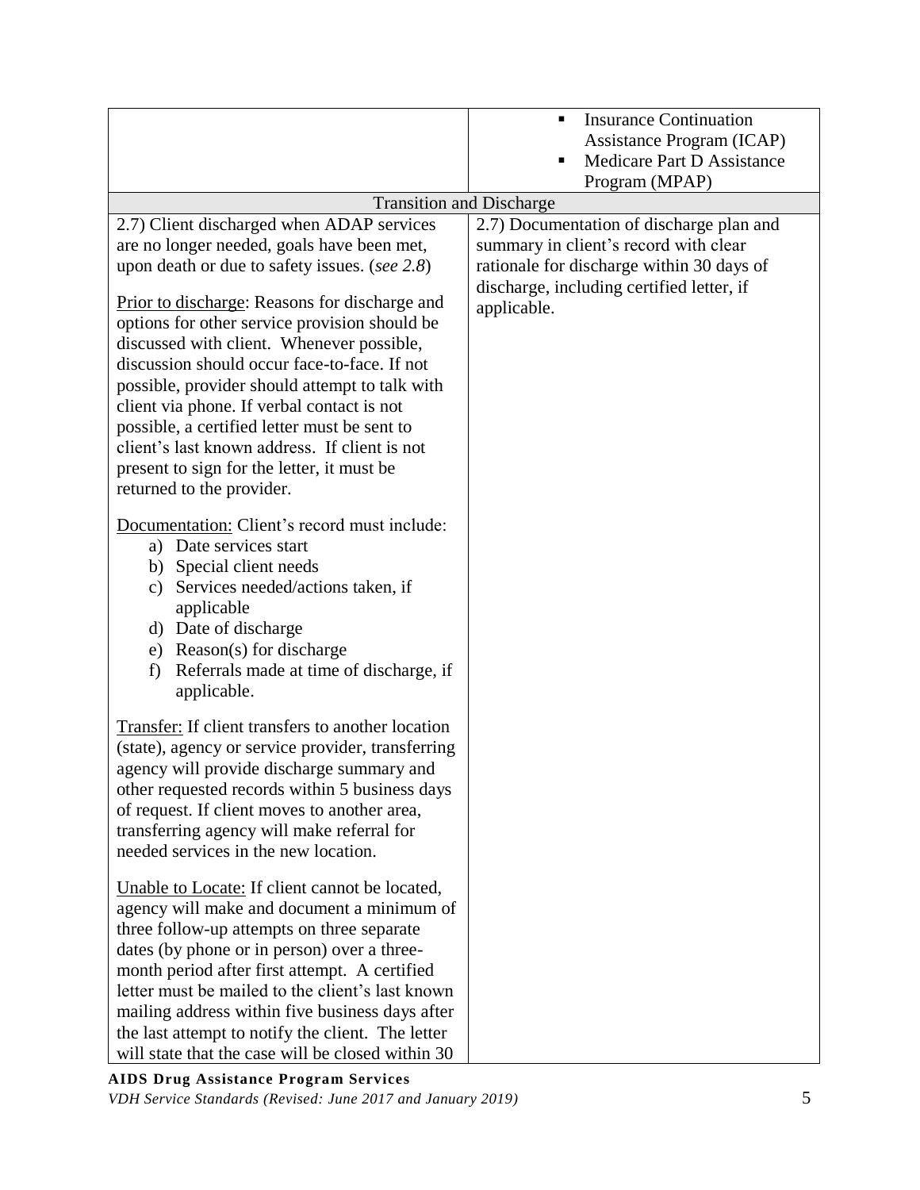| | |
|---|---|
| | ▪ Insurance Continuation Assistance Program (ICAP)<br>▪ Medicare Part D Assistance Program (MPAP) |
| **Transition and Discharge** | |
| 2.7) Client discharged when ADAP services are no longer needed, goals have been met, upon death or due to safety issues. (*see 2.8*)<br><br><u>Prior to discharge</u>: Reasons for discharge and options for other service provision should be discussed with client. Whenever possible, discussion should occur face-to-face. If not possible, provider should attempt to talk with client via phone. If verbal contact is not possible, a certified letter must be sent to client's last known address. If client is not present to sign for the letter, it must be returned to the provider.<br><br><u>Documentation:</u> Client's record must include:<br>a) Date services start<br>b) Special client needs<br>c) Services needed/actions taken, if applicable<br>d) Date of discharge<br>e) Reason(s) for discharge<br>f) Referrals made at time of discharge, if applicable.<br><br><u>Transfer:</u> If client transfers to another location (state), agency or service provider, transferring agency will provide discharge summary and other requested records within 5 business days of request. If client moves to another area, transferring agency will make referral for needed services in the new location.<br><br><u>Unable to Locate:</u> If client cannot be located, agency will make and document a minimum of three follow-up attempts on three separate dates (by phone or in person) over a three-month period after first attempt. A certified letter must be mailed to the client's last known mailing address within five business days after the last attempt to notify the client. The letter will state that the case will be closed within 30 | 2.7) Documentation of discharge plan and summary in client's record with clear rationale for discharge within 30 days of discharge, including certified letter, if applicable. |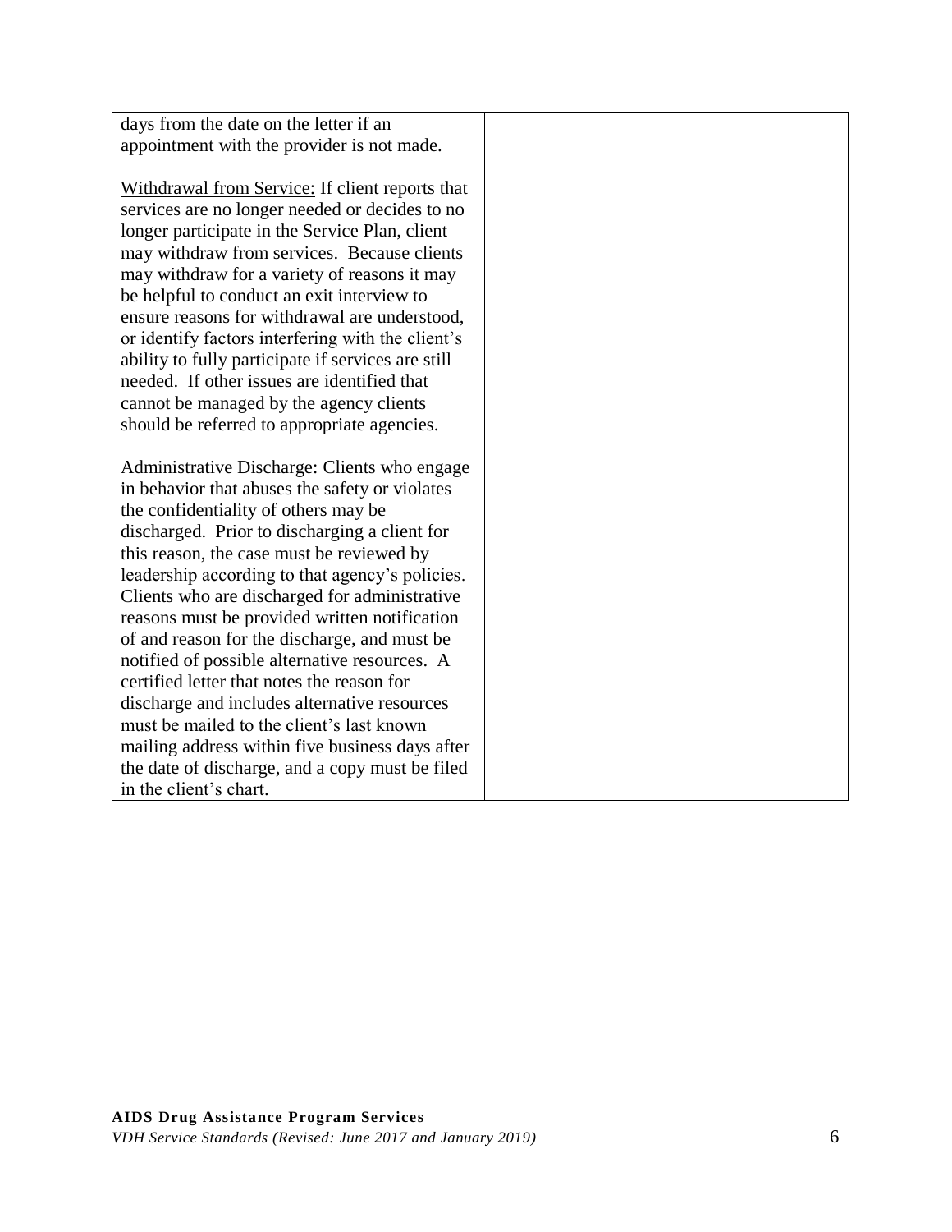| | |
|---|---|
| days from the date on the letter if an appointment with the provider is not made.<br><br><u>Withdrawal from Service:</u> If client reports that services are no longer needed or decides to no longer participate in the Service Plan, client may withdraw from services. Because clients may withdraw for a variety of reasons it may be helpful to conduct an exit interview to ensure reasons for withdrawal are understood, or identify factors interfering with the client's ability to fully participate if services are still needed. If other issues are identified that cannot be managed by the agency clients should be referred to appropriate agencies.<br><br><u>Administrative Discharge:</u> Clients who engage in behavior that abuses the safety or violates the confidentiality of others may be discharged. Prior to discharging a client for this reason, the case must be reviewed by leadership according to that agency's policies. Clients who are discharged for administrative reasons must be provided written notification of and reason for the discharge, and must be notified of possible alternative resources. A certified letter that notes the reason for discharge and includes alternative resources must be mailed to the client's last known mailing address within five business days after the date of discharge, and a copy must be filed in the client's chart. | |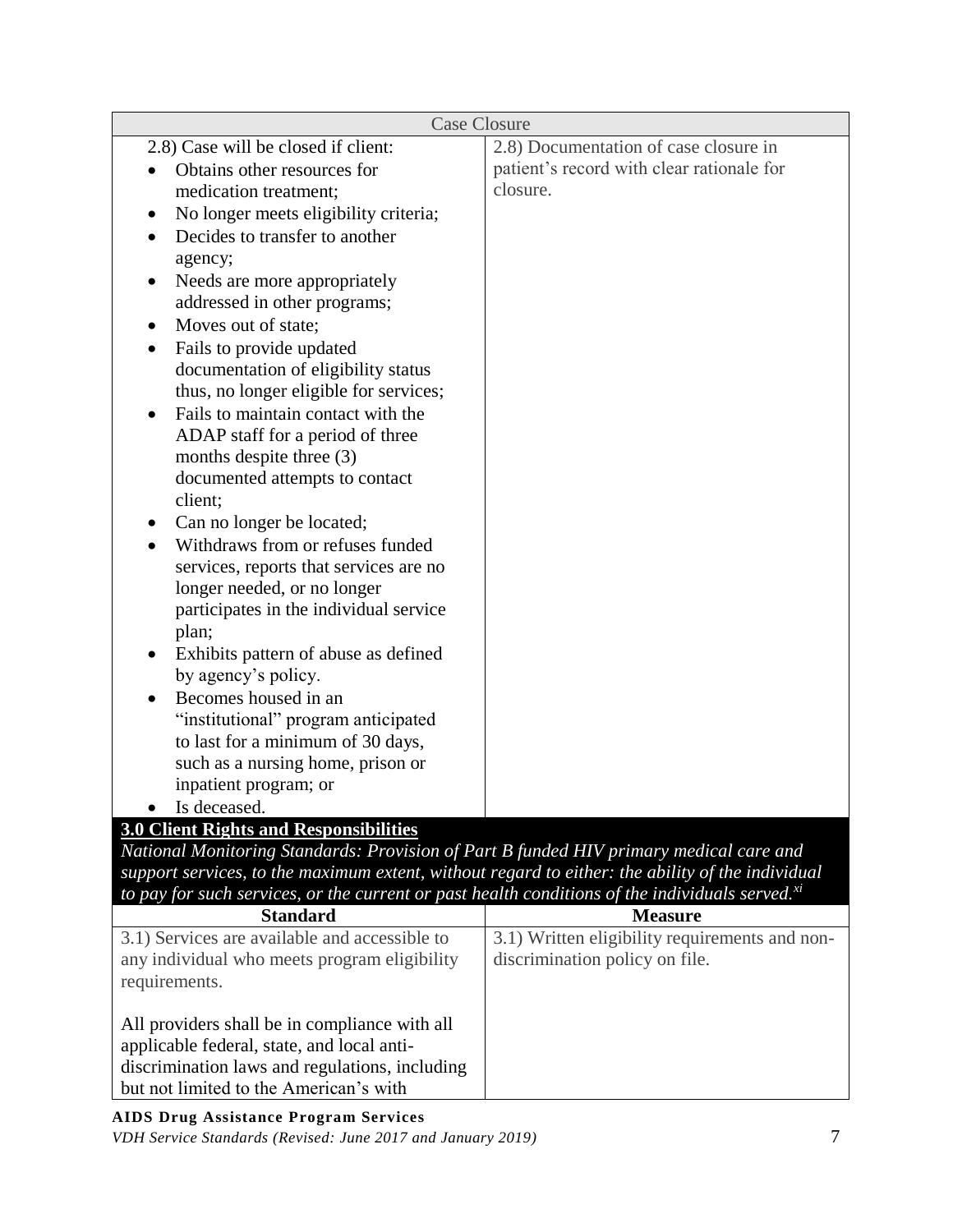| Case Closure | |
|---|---|
| 2.8) Case will be closed if client:<br>• Obtains other resources for medication treatment;<br>• No longer meets eligibility criteria;<br>• Decides to transfer to another agency;<br>• Needs are more appropriately addressed in other programs;<br>• Moves out of state;<br>• Fails to provide updated documentation of eligibility status thus, no longer eligible for services;<br>• Fails to maintain contact with the ADAP staff for a period of three months despite three (3) documented attempts to contact client;<br>• Can no longer be located;<br>• Withdraws from or refuses funded services, reports that services are no longer needed, or no longer participates in the individual service plan;<br>• Exhibits pattern of abuse as defined by agency's policy.<br>• Becomes housed in an "institutional" program anticipated to last for a minimum of 30 days, such as a nursing home, prison or inpatient program; or<br>• Is deceased. | 2.8) Documentation of case closure in patient's record with clear rationale for closure. |

**3.0 Client Rights and Responsibilities**

*National Monitoring Standards: Provision of Part B funded HIV primary medical care and support services, to the maximum extent, without regard to either: the ability of the individual to pay for such services, or the current or past health conditions of the individuals served.*[xi]

| Standard | Measure |
|---|---|
| 3.1) Services are available and accessible to any individual who meets program eligibility requirements.<br><br>All providers shall be in compliance with all applicable federal, state, and local anti-discrimination laws and regulations, including but not limited to the American's with | 3.1) Written eligibility requirements and non-discrimination policy on file. |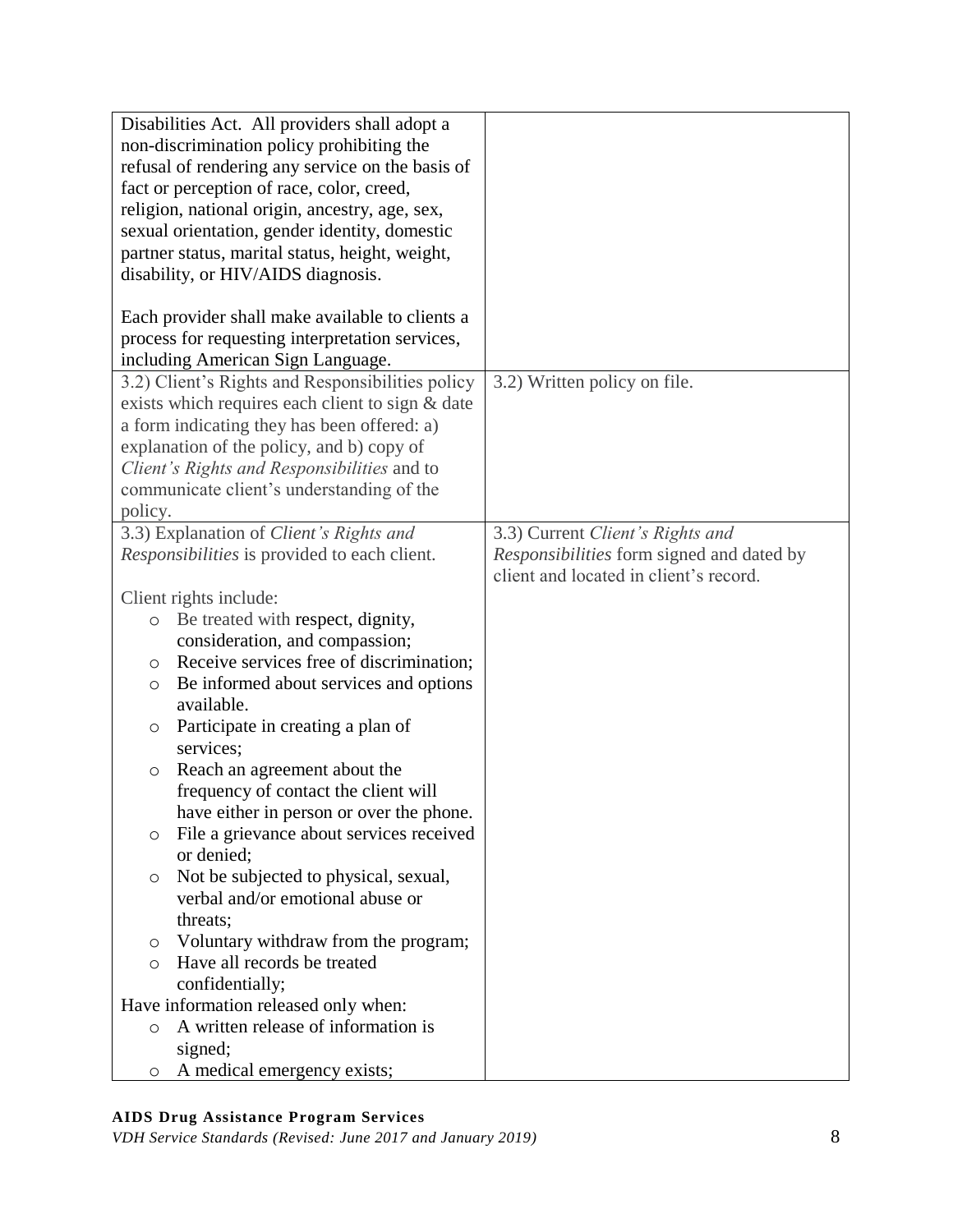| | |
|---|---|
| Disabilities Act. All providers shall adopt a non-discrimination policy prohibiting the refusal of rendering any service on the basis of fact or perception of race, color, creed, religion, national origin, ancestry, age, sex, sexual orientation, gender identity, domestic partner status, marital status, height, weight, disability, or HIV/AIDS diagnosis.<br><br>Each provider shall make available to clients a process for requesting interpretation services, including American Sign Language. | |
| 3.2) Client's Rights and Responsibilities policy exists which requires each client to sign & date a form indicating they has been offered: a) explanation of the policy, and b) copy of *Client's Rights and Responsibilities* and to communicate client's understanding of the policy. | 3.2) Written policy on file. |
| 3.3) Explanation of *Client's Rights and Responsibilities* is provided to each client.<br><br>Client rights include:<br>○ Be treated with respect, dignity, consideration, and compassion;<br>○ Receive services free of discrimination;<br>○ Be informed about services and options available.<br>○ Participate in creating a plan of services;<br>○ Reach an agreement about the frequency of contact the client will have either in person or over the phone.<br>○ File a grievance about services received or denied;<br>○ Not be subjected to physical, sexual, verbal and/or emotional abuse or threats;<br>○ Voluntary withdraw from the program;<br>○ Have all records be treated confidentially;<br>Have information released only when:<br>○ A written release of information is signed;<br>○ A medical emergency exists; | 3.3) Current *Client's Rights and Responsibilities* form signed and dated by client and located in client's record. |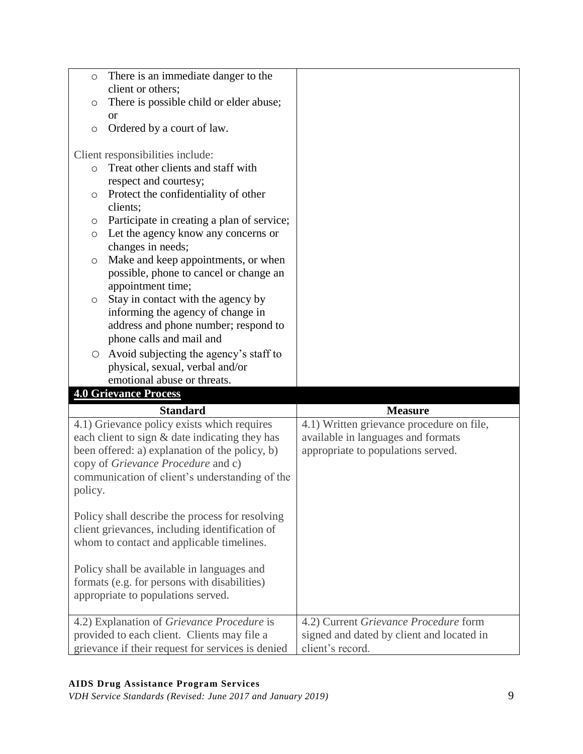| | |
|---|---|
| <ul><li>There is an immediate danger to the client or others;</li><li>There is possible child or elder abuse; or</li><li>Ordered by a court of law.</li></ul>Client responsibilities include:<ul><li>Treat other clients and staff with respect and courtesy;</li><li>Protect the confidentiality of other clients;</li><li>Participate in creating a plan of service;</li><li>Let the agency know any concerns or changes in needs;</li><li>Make and keep appointments, or when possible, phone to cancel or change an appointment time;</li><li>Stay in contact with the agency by informing the agency of change in address and phone number; respond to phone calls and mail and</li><li>Avoid subjecting the agency's staff to physical, sexual, verbal and/or emotional abuse or threats.</li></ul> | |

## 4.0 Grievance Process

| Standard | Measure |
|---|---|
| 4.1) Grievance policy exists which requires each client to sign & date indicating they has been offered: a) explanation of the policy, b) copy of *Grievance Procedure* and c) communication of client's understanding of the policy.<br><br>Policy shall describe the process for resolving client grievances, including identification of whom to contact and applicable timelines.<br><br>Policy shall be available in languages and formats (e.g. for persons with disabilities) appropriate to populations served. | 4.1) Written grievance procedure on file, available in languages and formats appropriate to populations served. |
| 4.2) Explanation of *Grievance Procedure* is provided to each client. Clients may file a grievance if their request for services is denied | 4.2) Current *Grievance Procedure* form signed and dated by client and located in client's record. |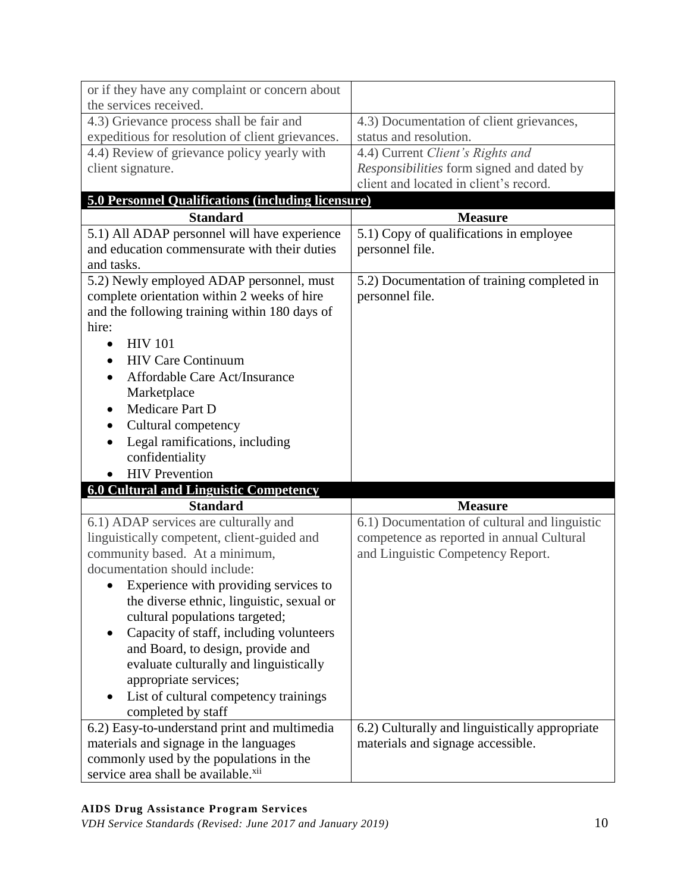| | |
|---|---|
| or if they have any complaint or concern about the services received. | |
| 4.3) Grievance process shall be fair and expeditious for resolution of client grievances. | 4.3) Documentation of client grievances, status and resolution. |
| 4.4) Review of grievance policy yearly with client signature. | 4.4) Current *Client's Rights and Responsibilities* form signed and dated by client and located in client's record. |

**5.0 Personnel Qualifications (including licensure)**

| Standard | Measure |
|---|---|
| 5.1) All ADAP personnel will have experience and education commensurate with their duties and tasks. | 5.1) Copy of qualifications in employee personnel file. |
| 5.2) Newly employed ADAP personnel, must complete orientation within 2 weeks of hire and the following training within 180 days of hire:<br>• HIV 101<br>• HIV Care Continuum<br>• Affordable Care Act/Insurance Marketplace<br>• Medicare Part D<br>• Cultural competency<br>• Legal ramifications, including confidentiality<br>• HIV Prevention | 5.2) Documentation of training completed in personnel file. |

**6.0 Cultural and Linguistic Competency**

| Standard | Measure |
|---|---|
| 6.1) ADAP services are culturally and linguistically competent, client-guided and community based. At a minimum, documentation should include:<br>• Experience with providing services to the diverse ethnic, linguistic, sexual or cultural populations targeted;<br>• Capacity of staff, including volunteers and Board, to design, provide and evaluate culturally and linguistically appropriate services;<br>• List of cultural competency trainings completed by staff | 6.1) Documentation of cultural and linguistic competence as reported in annual Cultural and Linguistic Competency Report. |
| 6.2) Easy-to-understand print and multimedia materials and signage in the languages commonly used by the populations in the service area shall be available.[xii] | 6.2) Culturally and linguistically appropriate materials and signage accessible. |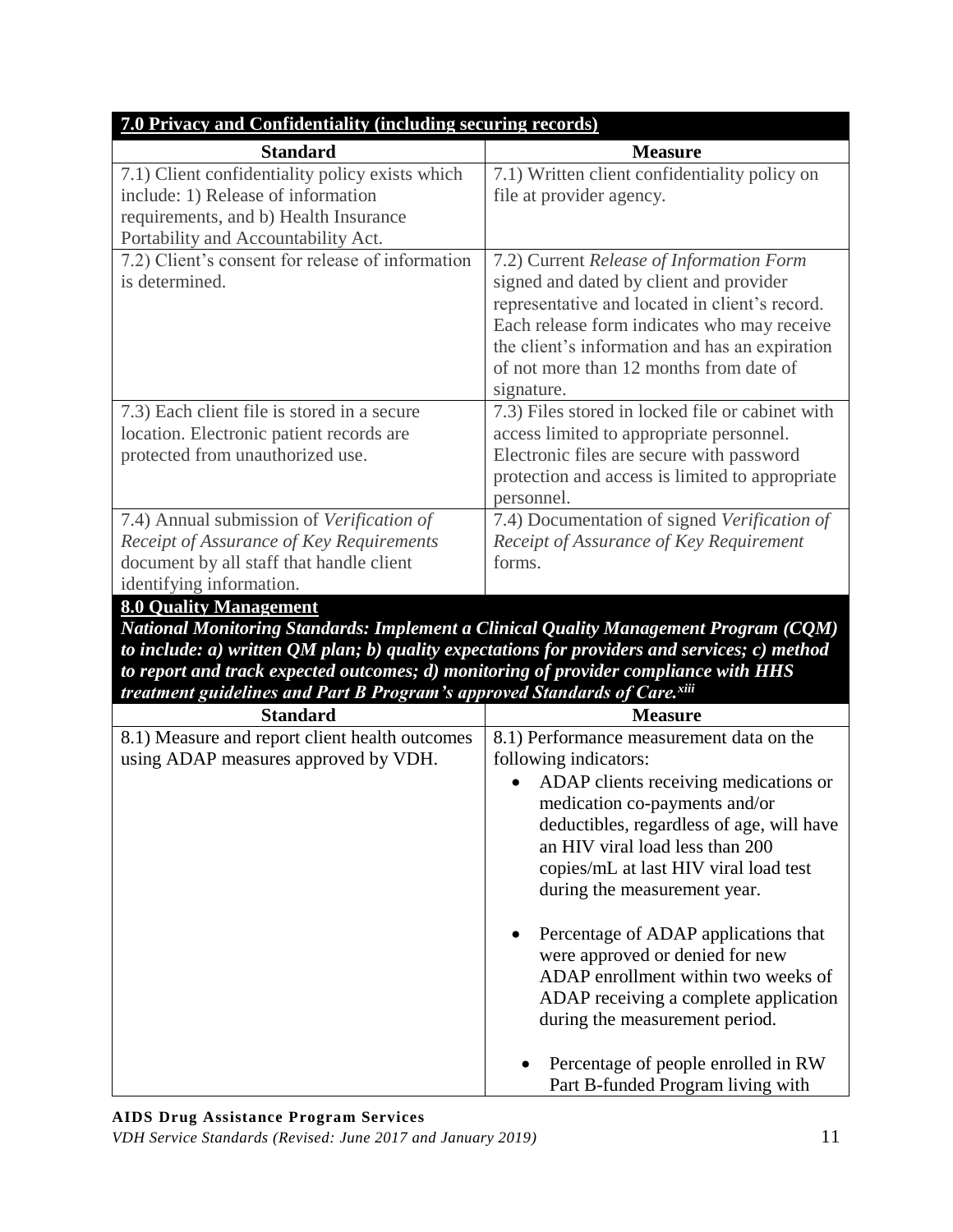| **7.0 Privacy and Confidentiality (including securing records)** | |
|---|---|
| **Standard** | **Measure** |
| 7.1) Client confidentiality policy exists which include: 1) Release of information requirements, and b) Health Insurance Portability and Accountability Act. | 7.1) Written client confidentiality policy on file at provider agency. |
| 7.2) Client's consent for release of information is determined. | 7.2) Current *Release of Information Form* signed and dated by client and provider representative and located in client's record. Each release form indicates who may receive the client's information and has an expiration of not more than 12 months from date of signature. |
| 7.3) Each client file is stored in a secure location. Electronic patient records are protected from unauthorized use. | 7.3) Files stored in locked file or cabinet with access limited to appropriate personnel. Electronic files are secure with password protection and access is limited to appropriate personnel. |
| 7.4) Annual submission of *Verification of Receipt of Assurance of Key Requirements* document by all staff that handle client identifying information. | 7.4) Documentation of signed *Verification of Receipt of Assurance of Key Requirement* forms. |

| **8.0 Quality Management** *National Monitoring Standards: Implement a Clinical Quality Management Program (CQM) to include: a) written QM plan; b) quality expectations for providers and services; c) method to report and track expected outcomes; d) monitoring of provider compliance with HHS treatment guidelines and Part B Program's approved Standards of Care.*[xiii] | |
|---|---|
| **Standard** | **Measure** |
| 8.1) Measure and report client health outcomes using ADAP measures approved by VDH. | 8.1) Performance measurement data on the following indicators:<br>• ADAP clients receiving medications or medication co-payments and/or deductibles, regardless of age, will have an HIV viral load less than 200 copies/mL at last HIV viral load test during the measurement year.<br>• Percentage of ADAP applications that were approved or denied for new ADAP enrollment within two weeks of ADAP receiving a complete application during the measurement period.<br>• Percentage of people enrolled in RW Part B-funded Program living with |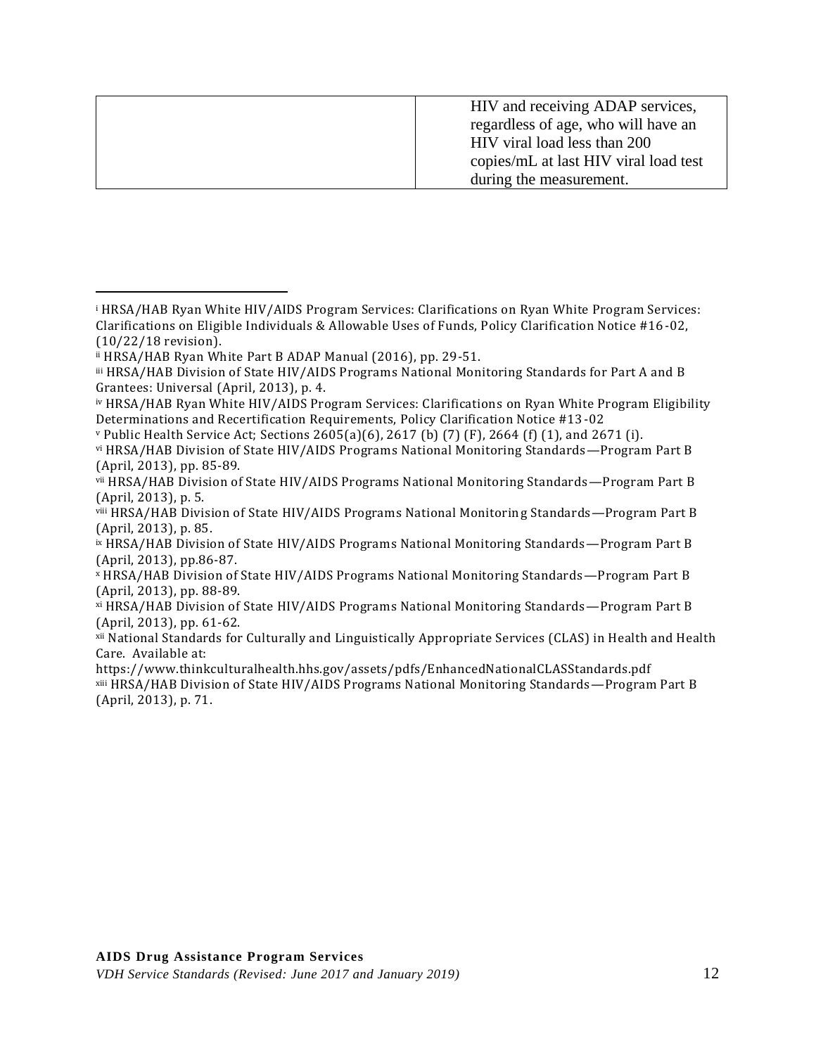| | |
|---|---|
| | HIV and receiving ADAP services, regardless of age, who will have an HIV viral load less than 200 copies/mL at last HIV viral load test during the measurement. |

---

[i] HRSA/HAB Ryan White HIV/AIDS Program Services: Clarifications on Ryan White Program Services: Clarifications on Eligible Individuals & Allowable Uses of Funds, Policy Clarification Notice #16-02, (10/22/18 revision).

[ii] HRSA/HAB Ryan White Part B ADAP Manual (2016), pp. 29-51.

[iii] HRSA/HAB Division of State HIV/AIDS Programs National Monitoring Standards for Part A and B Grantees: Universal (April, 2013), p. 4.

[iv] HRSA/HAB Ryan White HIV/AIDS Program Services: Clarifications on Ryan White Program Eligibility Determinations and Recertification Requirements, Policy Clarification Notice #13-02

[v] Public Health Service Act; Sections 2605(a)(6), 2617 (b) (7) (F), 2664 (f) (1), and 2671 (i).

[vi] HRSA/HAB Division of State HIV/AIDS Programs National Monitoring Standards—Program Part B (April, 2013), pp. 85-89.

[vii] HRSA/HAB Division of State HIV/AIDS Programs National Monitoring Standards—Program Part B (April, 2013), p. 5.

[viii] HRSA/HAB Division of State HIV/AIDS Programs National Monitoring Standards—Program Part B (April, 2013), p. 85.

[ix] HRSA/HAB Division of State HIV/AIDS Programs National Monitoring Standards—Program Part B (April, 2013), pp.86-87.

[x] HRSA/HAB Division of State HIV/AIDS Programs National Monitoring Standards—Program Part B (April, 2013), pp. 88-89.

[xi] HRSA/HAB Division of State HIV/AIDS Programs National Monitoring Standards—Program Part B (April, 2013), pp. 61-62.

[xii] National Standards for Culturally and Linguistically Appropriate Services (CLAS) in Health and Health Care. Available at:
https://www.thinkculturalhealth.hhs.gov/assets/pdfs/EnhancedNationalCLASStandards.pdf

[xiii] HRSA/HAB Division of State HIV/AIDS Programs National Monitoring Standards—Program Part B (April, 2013), p. 71.